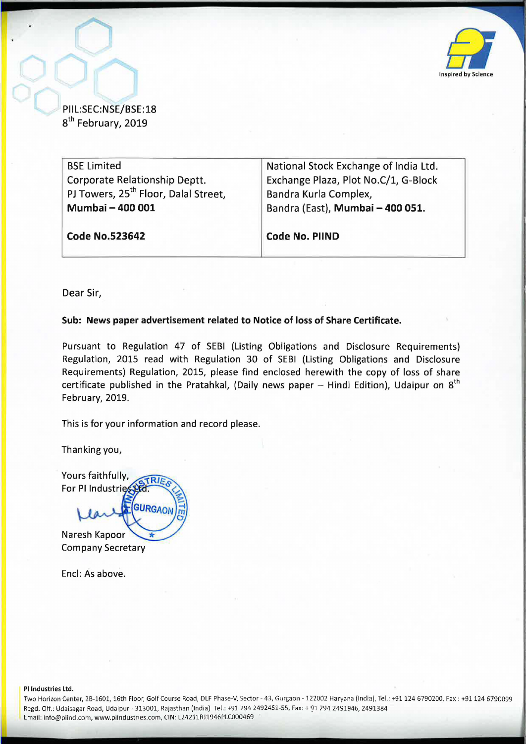PIIL:SEC:NSE/BSE:18
8th February, 2019

| BSE Limited<br>Corporate Relationship Deptt.<br>PJ Towers, 25th Floor, Dalal Street,<br>**Mumbai – 400 001**<br><br>**Code No.523642** | National Stock Exchange of India Ltd.<br>Exchange Plaza, Plot No.C/1, G-Block<br>Bandra Kurla Complex,<br>Bandra (East), **Mumbai – 400 051.**<br><br>**Code No. PIIND** |
|---|---|

Dear Sir,

**Sub: News paper advertisement related to Notice of loss of Share Certificate.**

Pursuant to Regulation 47 of SEBI (Listing Obligations and Disclosure Requirements) Regulation, 2015 read with Regulation 30 of SEBI (Listing Obligations and Disclosure Requirements) Regulation, 2015, please find enclosed herewith the copy of loss of share certificate published in the Pratahkal, (Daily news paper – Hindi Edition), Udaipur on 8th February, 2019.

This is for your information and record please.

Thanking you,

Yours faithfully,
For PI Industries Ltd.

Naresh Kapoor
Company Secretary

Encl: As above.

**PI Industries Ltd.**
Two Horizon Center, 2B-1601, 16th Floor, Golf Course Road, DLF Phase-V, Sector - 43, Gurgaon - 122002 Haryana (India), Tel.: +91 124 6790200, Fax : +91 124 6790099
Regd. Off.: Udaisagar Road, Udaipur - 313001, Rajasthan (India) Tel.: +91 294 2492451-55, Fax: + 91 294 2491946, 2491384
Email: info@piind.com, www.piindustries.com, CIN: L24211RJ1946PLC000469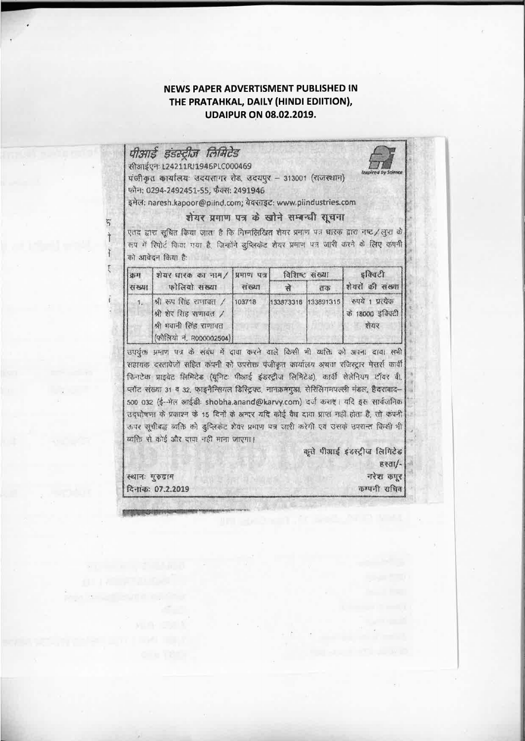**NEWS PAPER ADVERTISMENT PUBLISHED IN THE PRATAHKAL, DAILY (HINDI EDIITION), UDAIPUR ON 08.02.2019.**

## पीआई इंडस्ट्रीज लिमिटेड

सीआईएन: L24211RJ1946PLC000469

पंजीकृत कार्यालय: उदयसागर रोड, उदयपुर – 313001 (राजस्थान)

फोन: 0294-2492451-55, फैक्स: 2491946

इमेल: naresh.kapoor@piind.com; वेबसाइट: www.piindustries.com

### शेयर प्रमाण पत्र के खोने सम्बन्धी सूचना

एतद द्वारा सूचित किया जाता है कि निम्नलिखित शेयर प्रमाण पत्र धारक द्वारा नष्ट/लुप्त के रूप में रिपोर्ट किया गया है, जिन्होंने डुप्लिकेट शेयर प्रमाण पत्र जारी करने के लिए कंपनी को आवेदन किया है:

| क्रम संख्या | शेयर धारक का नाम / फोलियो संख्या | प्रमाण पत्र संख्या | विशिष्ट संख्या | | इक्विटी शेयरों की संख्या |
|---|---|---|---|---|---|
| | | | से | तक | |
| 1. | श्री रूप सिंह राणावत / श्री शेर सिंह राणावत / श्री भवानी सिंह राणावत (फोलियो नं. R000002504) | 103718 | 133873316 | 133891315 | रुपये 1 प्रत्येक के 18000 इक्विटी शेयर |

उपर्युक्त प्रमाण पत्र के संबंध में दावा करने वाले किसी भी व्यक्ति को अपना दावा सभी सहायक दस्तावेजों सहित कंपनी को उपरोक्त पंजीकृत कार्यालय अथवा रजिस्ट्रार मेसर्स कार्वी फिनटेक प्राइवेट लिमिटेड (यूनिट: पीआई इंडस्ट्रीज लिमिटेड), कार्वी सेलेनियम टॉवर बी, प्लॉट संख्या 31 व 32, फाइनैन्सियल डिस्ट्रिक्ट, नानकरामगुडा, सेरिलिंगमपल्ली मंडल, हैदराबाद–500 032 (ई-मेल आईडी: shobha.anand@karvy.com) दर्ज कराएं। यदि इस सार्वजनिक उद्घोषणा के प्रकाशन के 15 दिनों के अन्दर यदि कोई वैध दावा प्राप्त नहीं होता है, तो कंपनी ऊपर सूचीबद्ध व्यक्ति को डुप्लिकेट शेयर प्रमाण पत्र जारी करेगी एवं उसके उपरान्त किसी भी व्यक्ति से कोई और दावा नहीं माना जाएगा।

कृते पीआई इंडस्ट्रीज लिमिटेड

हस्ता/-

नरेश कपूर

कम्पनी सचिव

स्थानः गुरुग्राम

दिनांकः 07.2.2019